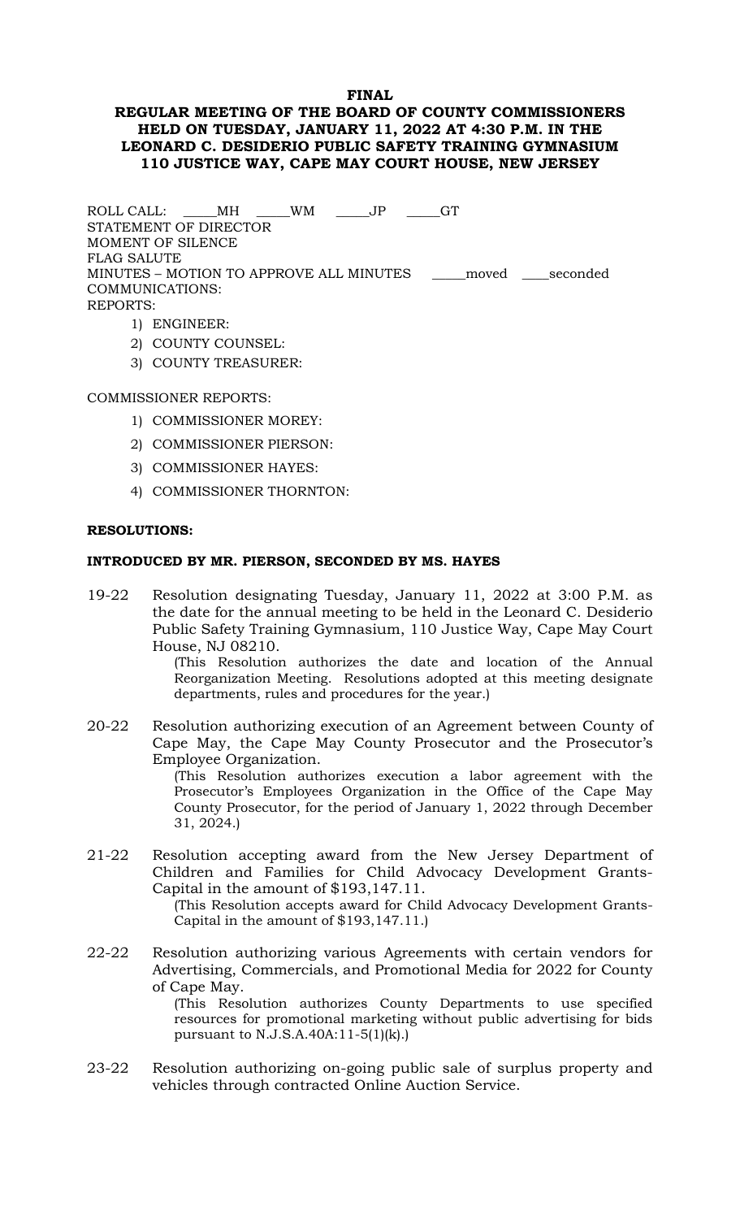**FINAL**

**REGULAR MEETING OF THE BOARD OF COUNTY COMMISSIONERS HELD ON TUESDAY, JANUARY 11, 2022 AT 4:30 P.M. IN THE LEONARD C. DESIDERIO PUBLIC SAFETY TRAINING GYMNASIUM 110 JUSTICE WAY, CAPE MAY COURT HOUSE, NEW JERSEY**

ROLL CALL: _____MH _____WM _____JP _____GT
STATEMENT OF DIRECTOR
MOMENT OF SILENCE
FLAG SALUTE
MINUTES – MOTION TO APPROVE ALL MINUTES _____moved ____seconded
COMMUNICATIONS:
REPORTS:

1) ENGINEER:
2) COUNTY COUNSEL:
3) COUNTY TREASURER:

COMMISSIONER REPORTS:

1) COMMISSIONER MOREY:
2) COMMISSIONER PIERSON:
3) COMMISSIONER HAYES:
4) COMMISSIONER THORNTON:

**RESOLUTIONS:**

**INTRODUCED BY MR. PIERSON, SECONDED BY MS. HAYES**

19-22 Resolution designating Tuesday, January 11, 2022 at 3:00 P.M. as the date for the annual meeting to be held in the Leonard C. Desiderio Public Safety Training Gymnasium, 110 Justice Way, Cape May Court House, NJ 08210.
(This Resolution authorizes the date and location of the Annual Reorganization Meeting. Resolutions adopted at this meeting designate departments, rules and procedures for the year.)

20-22 Resolution authorizing execution of an Agreement between County of Cape May, the Cape May County Prosecutor and the Prosecutor's Employee Organization.
(This Resolution authorizes execution a labor agreement with the Prosecutor's Employees Organization in the Office of the Cape May County Prosecutor, for the period of January 1, 2022 through December 31, 2024.)

21-22 Resolution accepting award from the New Jersey Department of Children and Families for Child Advocacy Development Grants-Capital in the amount of $193,147.11.
(This Resolution accepts award for Child Advocacy Development Grants-Capital in the amount of $193,147.11.)

22-22 Resolution authorizing various Agreements with certain vendors for Advertising, Commercials, and Promotional Media for 2022 for County of Cape May.
(This Resolution authorizes County Departments to use specified resources for promotional marketing without public advertising for bids pursuant to N.J.S.A.40A:11-5(1)(k).)

23-22 Resolution authorizing on-going public sale of surplus property and vehicles through contracted Online Auction Service.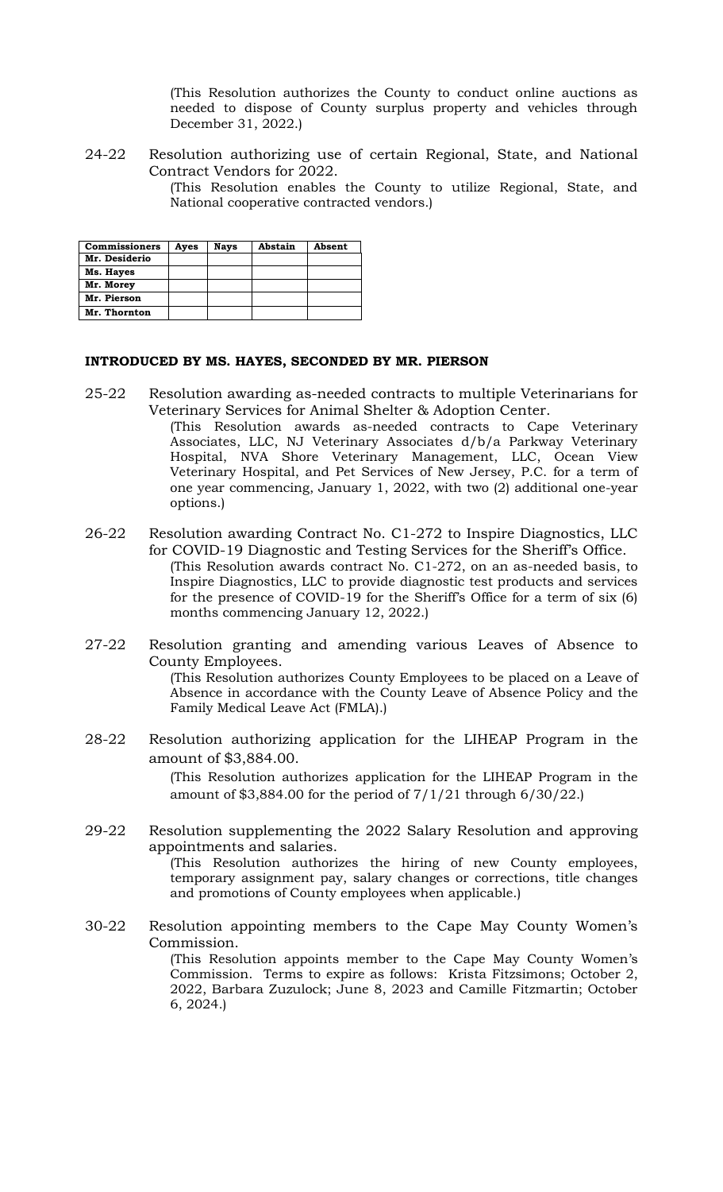(This Resolution authorizes the County to conduct online auctions as needed to dispose of County surplus property and vehicles through December 31, 2022.)

24-22 Resolution authorizing use of certain Regional, State, and National Contract Vendors for 2022.

(This Resolution enables the County to utilize Regional, State, and National cooperative contracted vendors.)

| Commissioners | Ayes | Nays | Abstain | Absent |
|---|---|---|---|---|
| Mr. Desiderio | | | | |
| Ms. Hayes | | | | |
| Mr. Morey | | | | |
| Mr. Pierson | | | | |
| Mr. Thornton | | | | |

**INTRODUCED BY MS. HAYES, SECONDED BY MR. PIERSON**

25-22 Resolution awarding as-needed contracts to multiple Veterinarians for Veterinary Services for Animal Shelter & Adoption Center.

(This Resolution awards as-needed contracts to Cape Veterinary Associates, LLC, NJ Veterinary Associates d/b/a Parkway Veterinary Hospital, NVA Shore Veterinary Management, LLC, Ocean View Veterinary Hospital, and Pet Services of New Jersey, P.C. for a term of one year commencing, January 1, 2022, with two (2) additional one-year options.)

26-22 Resolution awarding Contract No. C1-272 to Inspire Diagnostics, LLC for COVID-19 Diagnostic and Testing Services for the Sheriff's Office.

(This Resolution awards contract No. C1-272, on an as-needed basis, to Inspire Diagnostics, LLC to provide diagnostic test products and services for the presence of COVID-19 for the Sheriff's Office for a term of six (6) months commencing January 12, 2022.)

27-22 Resolution granting and amending various Leaves of Absence to County Employees.

(This Resolution authorizes County Employees to be placed on a Leave of Absence in accordance with the County Leave of Absence Policy and the Family Medical Leave Act (FMLA).)

28-22 Resolution authorizing application for the LIHEAP Program in the amount of $3,884.00.

(This Resolution authorizes application for the LIHEAP Program in the amount of $3,884.00 for the period of 7/1/21 through 6/30/22.)

29-22 Resolution supplementing the 2022 Salary Resolution and approving appointments and salaries.

(This Resolution authorizes the hiring of new County employees, temporary assignment pay, salary changes or corrections, title changes and promotions of County employees when applicable.)

30-22 Resolution appointing members to the Cape May County Women's Commission.

(This Resolution appoints member to the Cape May County Women's Commission. Terms to expire as follows: Krista Fitzsimons; October 2, 2022, Barbara Zuzulock; June 8, 2023 and Camille Fitzmartin; October 6, 2024.)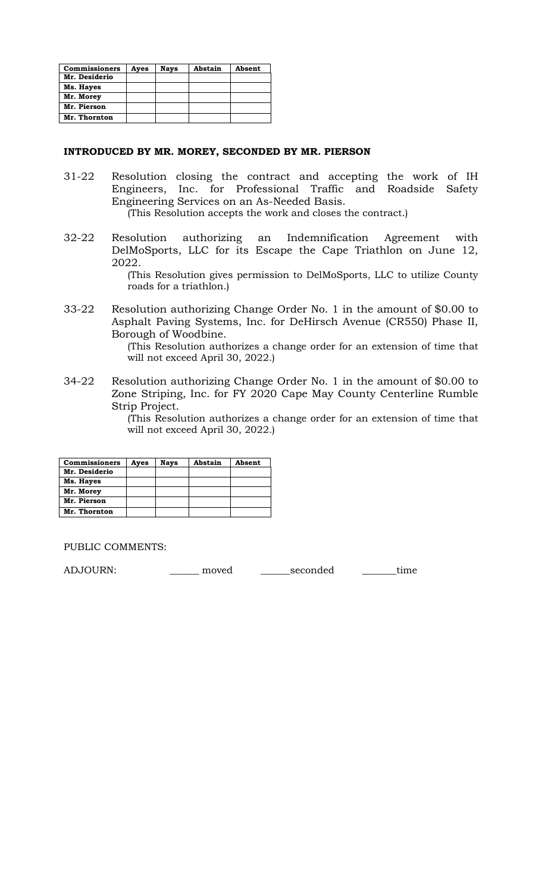| Commissioners | Ayes | Nays | Abstain | Absent |
|---|---|---|---|---|
| Mr. Desiderio | | | | |
| Ms. Hayes | | | | |
| Mr. Morey | | | | |
| Mr. Pierson | | | | |
| Mr. Thornton | | | | |

**INTRODUCED BY MR. MOREY, SECONDED BY MR. PIERSON**

31-22 Resolution closing the contract and accepting the work of IH Engineers, Inc. for Professional Traffic and Roadside Safety Engineering Services on an As-Needed Basis.
(This Resolution accepts the work and closes the contract.)

32-22 Resolution authorizing an Indemnification Agreement with DelMoSports, LLC for its Escape the Cape Triathlon on June 12, 2022.
(This Resolution gives permission to DelMoSports, LLC to utilize County roads for a triathlon.)

33-22 Resolution authorizing Change Order No. 1 in the amount of $0.00 to Asphalt Paving Systems, Inc. for DeHirsch Avenue (CR550) Phase II, Borough of Woodbine.
(This Resolution authorizes a change order for an extension of time that will not exceed April 30, 2022.)

34-22 Resolution authorizing Change Order No. 1 in the amount of $0.00 to Zone Striping, Inc. for FY 2020 Cape May County Centerline Rumble Strip Project.
(This Resolution authorizes a change order for an extension of time that will not exceed April 30, 2022.)

| Commissioners | Ayes | Nays | Abstain | Absent |
|---|---|---|---|---|
| Mr. Desiderio | | | | |
| Ms. Hayes | | | | |
| Mr. Morey | | | | |
| Mr. Pierson | | | | |
| Mr. Thornton | | | | |

PUBLIC COMMENTS:

ADJOURN: ______ moved ______seconded _______time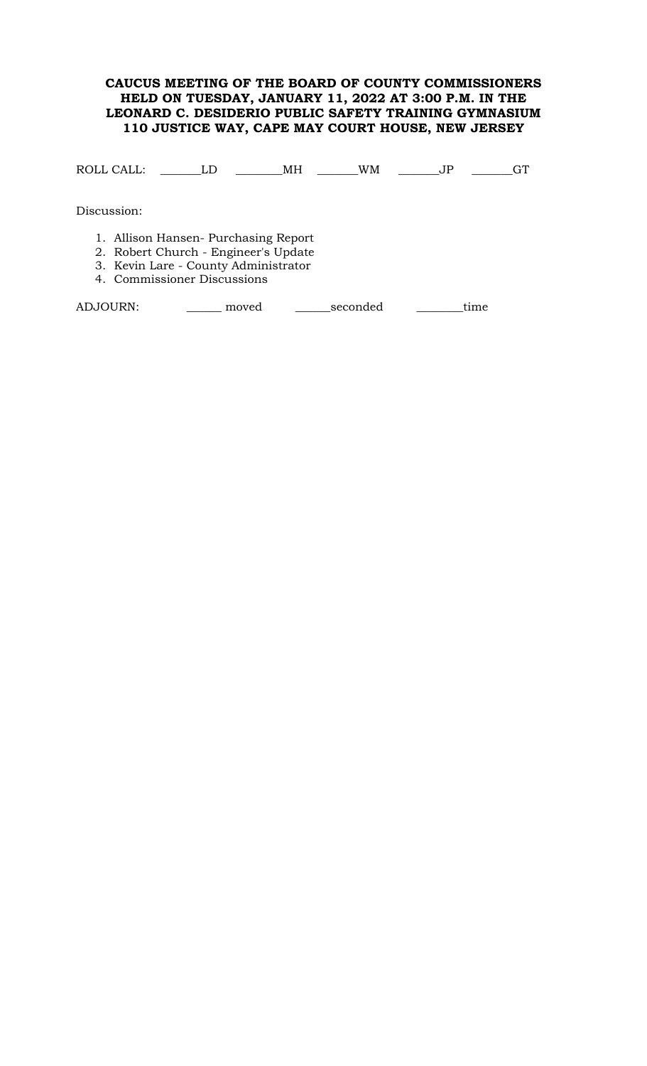**CAUCUS MEETING OF THE BOARD OF COUNTY COMMISSIONERS HELD ON TUESDAY, JANUARY 11, 2022 AT 3:00 P.M. IN THE LEONARD C. DESIDERIO PUBLIC SAFETY TRAINING GYMNASIUM 110 JUSTICE WAY, CAPE MAY COURT HOUSE, NEW JERSEY**

ROLL CALL: _______LD ________MH _______WM _______JP _______GT

Discussion:

1. Allison Hansen- Purchasing Report
2. Robert Church - Engineer's Update
3. Kevin Lare - County Administrator
4. Commissioner Discussions

ADJOURN: ______ moved ______seconded ________time